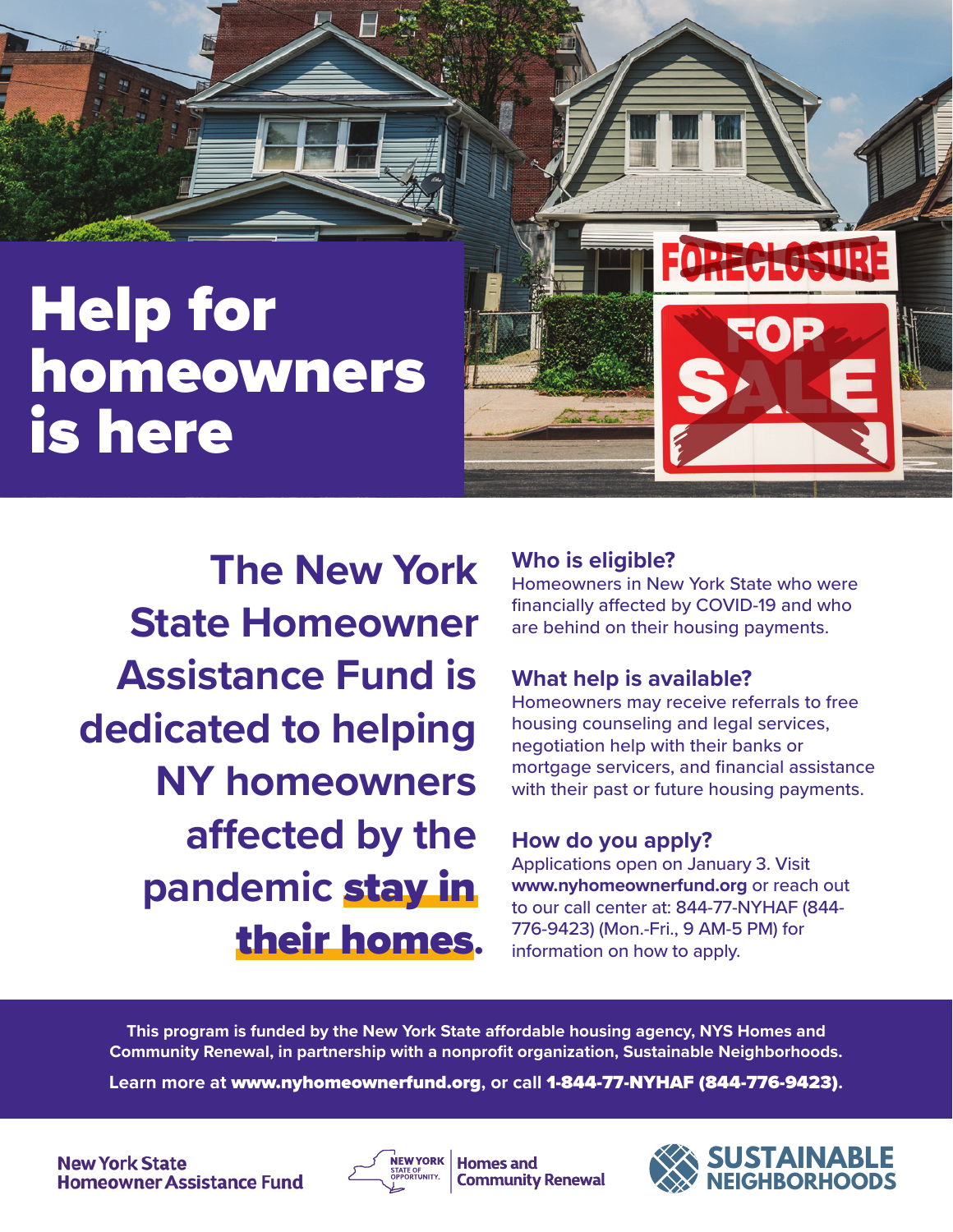# Help for homeowners is here

## The New York State Homeowner Assistance Fund is dedicated to helping NY homeowners affected by the pandemic **stay in their homes**.

### Who is eligible?

Homeowners in New York State who were financially affected by COVID-19 and who are behind on their housing payments.

### What help is available?

Homeowners may receive referrals to free housing counseling and legal services, negotiation help with their banks or mortgage servicers, and financial assistance with their past or future housing payments.

### How do you apply?

Applications open on January 3. Visit **www.nyhomeownerfund.org** or reach out to our call center at: 844-77-NYHAF (844-776-9423) (Mon.-Fri., 9 AM-5 PM) for information on how to apply.

**This program is funded by the New York State affordable housing agency, NYS Homes and Community Renewal, in partnership with a nonprofit organization, Sustainable Neighborhoods.**

**Learn more at www.nyhomeownerfund.org, or call 1-844-77-NYHAF (844-776-9423).**

New York State Homeowner Assistance Fund

NEW YORK STATE OF OPPORTUNITY. | Homes and Community Renewal

SUSTAINABLE NEIGHBORHOODS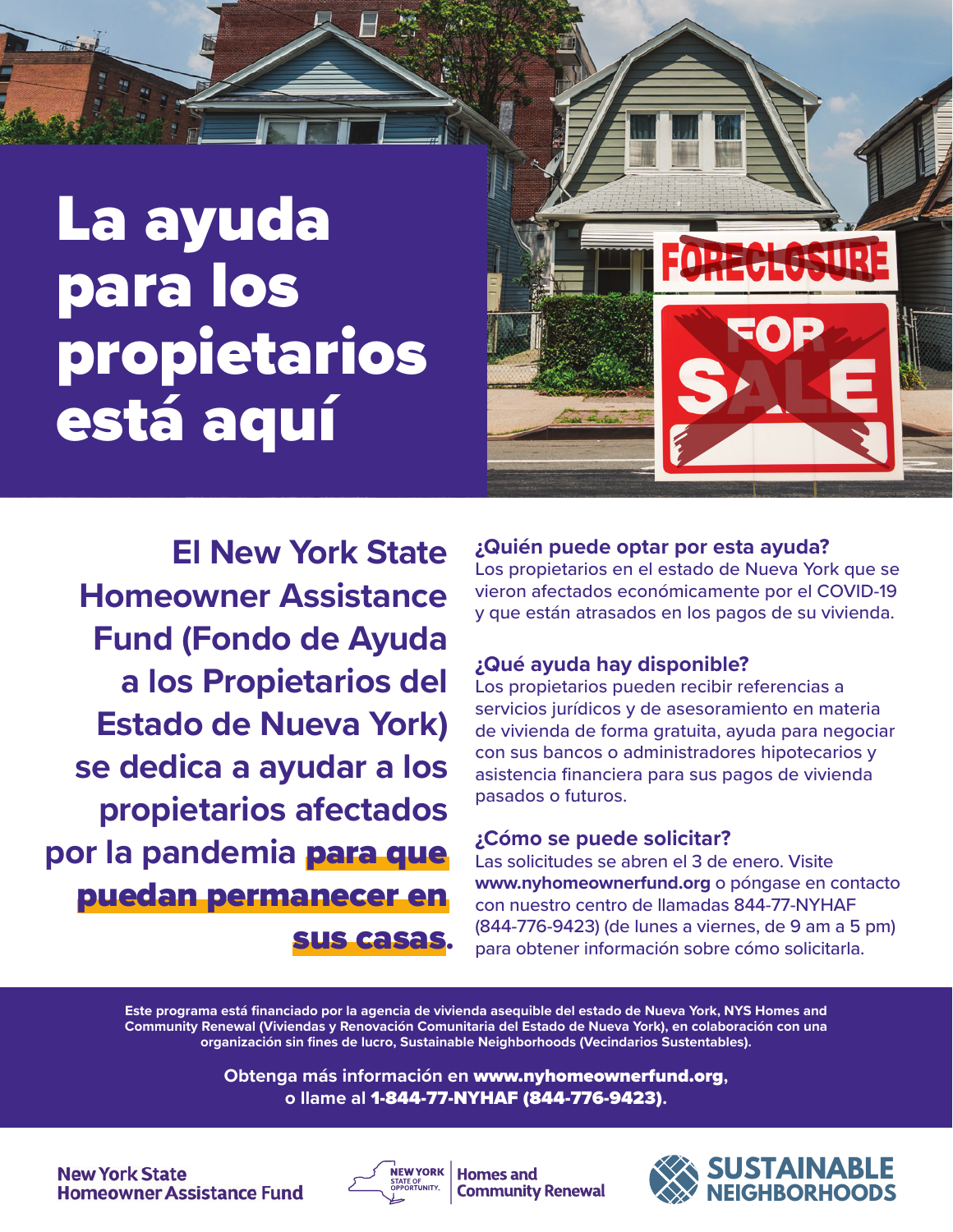# La ayuda para los propietarios está aquí

FORECLOSURE

FOR SALE

## El New York State Homeowner Assistance Fund (Fondo de Ayuda a los Propietarios del Estado de Nueva York) se dedica a ayudar a los propietarios afectados por la pandemia para que puedan permanecer en sus casas.

### ¿Quién puede optar por esta ayuda?

Los propietarios en el estado de Nueva York que se vieron afectados económicamente por el COVID-19 y que están atrasados en los pagos de su vivienda.

### ¿Qué ayuda hay disponible?

Los propietarios pueden recibir referencias a servicios jurídicos y de asesoramiento en materia de vivienda de forma gratuita, ayuda para negociar con sus bancos o administradores hipotecarios y asistencia financiera para sus pagos de vivienda pasados o futuros.

### ¿Cómo se puede solicitar?

Las solicitudes se abren el 3 de enero. Visite **www.nyhomeownerfund.org** o póngase en contacto con nuestro centro de llamadas 844-77-NYHAF (844-776-9423) (de lunes a viernes, de 9 am a 5 pm) para obtener información sobre cómo solicitarla.

**Este programa está financiado por la agencia de vivienda asequible del estado de Nueva York, NYS Homes and Community Renewal (Viviendas y Renovación Comunitaria del Estado de Nueva York), en colaboración con una organización sin fines de lucro, Sustainable Neighborhoods (Vecindarios Sustentables).**

**Obtenga más información en www.nyhomeownerfund.org, o llame al 1-844-77-NYHAF (844-776-9423).**

New York State Homeowner Assistance Fund

NEW YORK STATE OF OPPORTUNITY. Homes and Community Renewal

SUSTAINABLE NEIGHBORHOODS